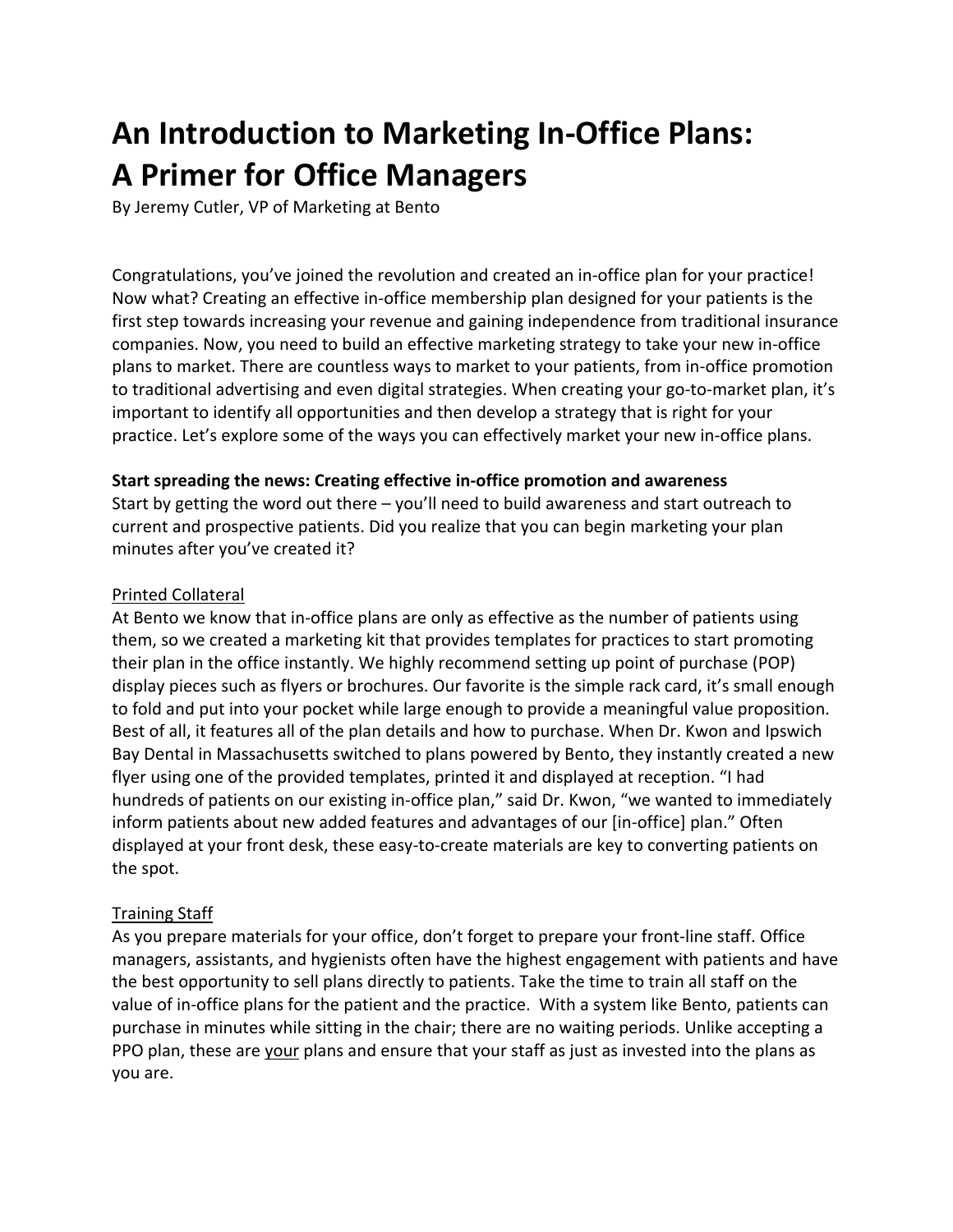# An Introduction to Marketing In-Office Plans: A Primer for Office Managers

By Jeremy Cutler, VP of Marketing at Bento

Congratulations, you've joined the revolution and created an in-office plan for your practice! Now what? Creating an effective in-office membership plan designed for your patients is the first step towards increasing your revenue and gaining independence from traditional insurance companies. Now, you need to build an effective marketing strategy to take your new in-office plans to market. There are countless ways to market to your patients, from in-office promotion to traditional advertising and even digital strategies. When creating your go-to-market plan, it's important to identify all opportunities and then develop a strategy that is right for your practice. Let's explore some of the ways you can effectively market your new in-office plans.

**Start spreading the news: Creating effective in-office promotion and awareness**

Start by getting the word out there – you'll need to build awareness and start outreach to current and prospective patients. Did you realize that you can begin marketing your plan minutes after you've created it?

<u>Printed Collateral</u>

At Bento we know that in-office plans are only as effective as the number of patients using them, so we created a marketing kit that provides templates for practices to start promoting their plan in the office instantly. We highly recommend setting up point of purchase (POP) display pieces such as flyers or brochures. Our favorite is the simple rack card, it's small enough to fold and put into your pocket while large enough to provide a meaningful value proposition. Best of all, it features all of the plan details and how to purchase. When Dr. Kwon and Ipswich Bay Dental in Massachusetts switched to plans powered by Bento, they instantly created a new flyer using one of the provided templates, printed it and displayed at reception. "I had hundreds of patients on our existing in-office plan," said Dr. Kwon, "we wanted to immediately inform patients about new added features and advantages of our [in-office] plan." Often displayed at your front desk, these easy-to-create materials are key to converting patients on the spot.

<u>Training Staff</u>

As you prepare materials for your office, don't forget to prepare your front-line staff. Office managers, assistants, and hygienists often have the highest engagement with patients and have the best opportunity to sell plans directly to patients. Take the time to train all staff on the value of in-office plans for the patient and the practice. With a system like Bento, patients can purchase in minutes while sitting in the chair; there are no waiting periods. Unlike accepting a PPO plan, these are <u>your</u> plans and ensure that your staff as just as invested into the plans as you are.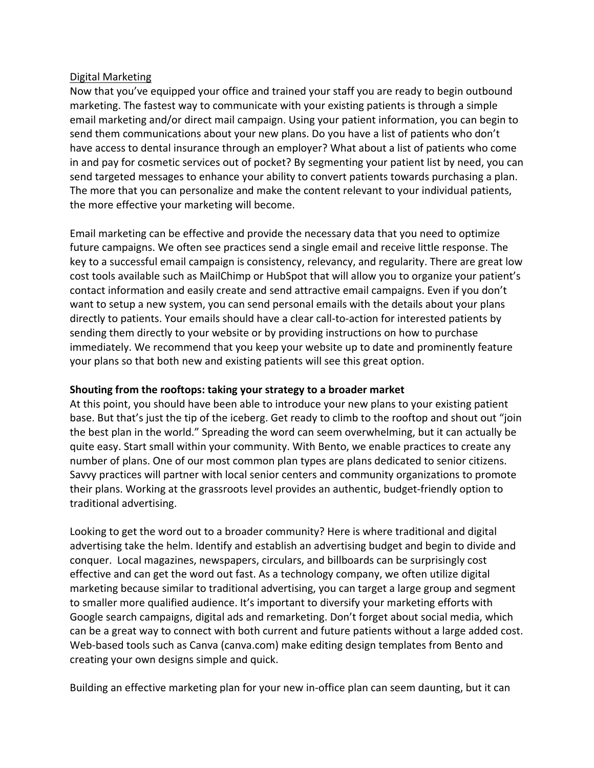Digital Marketing

Now that you've equipped your office and trained your staff you are ready to begin outbound marketing. The fastest way to communicate with your existing patients is through a simple email marketing and/or direct mail campaign. Using your patient information, you can begin to send them communications about your new plans. Do you have a list of patients who don't have access to dental insurance through an employer? What about a list of patients who come in and pay for cosmetic services out of pocket? By segmenting your patient list by need, you can send targeted messages to enhance your ability to convert patients towards purchasing a plan. The more that you can personalize and make the content relevant to your individual patients, the more effective your marketing will become.

Email marketing can be effective and provide the necessary data that you need to optimize future campaigns. We often see practices send a single email and receive little response. The key to a successful email campaign is consistency, relevancy, and regularity. There are great low cost tools available such as MailChimp or HubSpot that will allow you to organize your patient's contact information and easily create and send attractive email campaigns. Even if you don't want to setup a new system, you can send personal emails with the details about your plans directly to patients. Your emails should have a clear call-to-action for interested patients by sending them directly to your website or by providing instructions on how to purchase immediately. We recommend that you keep your website up to date and prominently feature your plans so that both new and existing patients will see this great option.

**Shouting from the rooftops: taking your strategy to a broader market**

At this point, you should have been able to introduce your new plans to your existing patient base. But that's just the tip of the iceberg. Get ready to climb to the rooftop and shout out "join the best plan in the world." Spreading the word can seem overwhelming, but it can actually be quite easy. Start small within your community. With Bento, we enable practices to create any number of plans. One of our most common plan types are plans dedicated to senior citizens. Savvy practices will partner with local senior centers and community organizations to promote their plans. Working at the grassroots level provides an authentic, budget-friendly option to traditional advertising.

Looking to get the word out to a broader community? Here is where traditional and digital advertising take the helm. Identify and establish an advertising budget and begin to divide and conquer. Local magazines, newspapers, circulars, and billboards can be surprisingly cost effective and can get the word out fast. As a technology company, we often utilize digital marketing because similar to traditional advertising, you can target a large group and segment to smaller more qualified audience. It's important to diversify your marketing efforts with Google search campaigns, digital ads and remarketing. Don't forget about social media, which can be a great way to connect with both current and future patients without a large added cost. Web-based tools such as Canva (canva.com) make editing design templates from Bento and creating your own designs simple and quick.

Building an effective marketing plan for your new in-office plan can seem daunting, but it can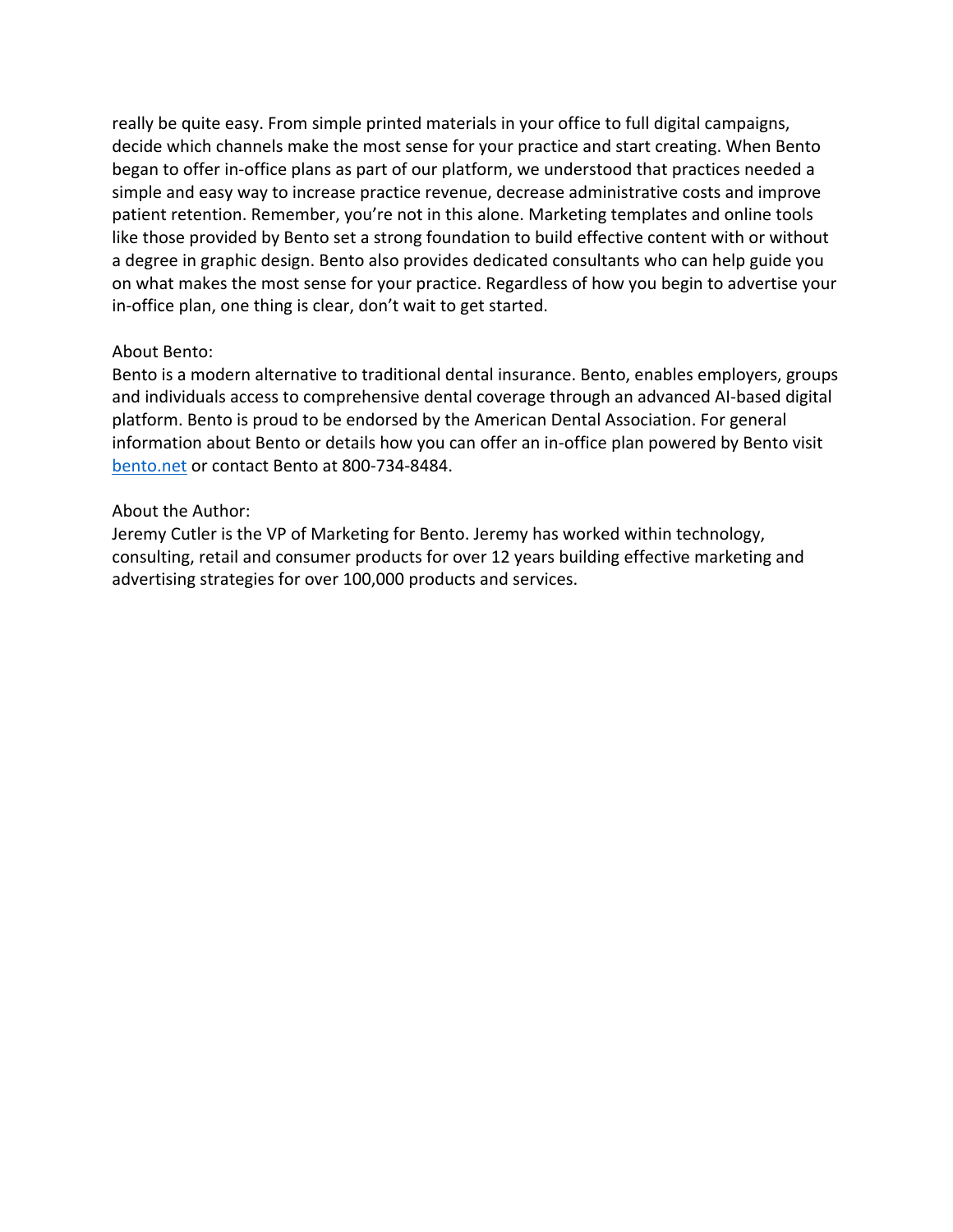really be quite easy. From simple printed materials in your office to full digital campaigns, decide which channels make the most sense for your practice and start creating. When Bento began to offer in-office plans as part of our platform, we understood that practices needed a simple and easy way to increase practice revenue, decrease administrative costs and improve patient retention. Remember, you're not in this alone. Marketing templates and online tools like those provided by Bento set a strong foundation to build effective content with or without a degree in graphic design. Bento also provides dedicated consultants who can help guide you on what makes the most sense for your practice. Regardless of how you begin to advertise your in-office plan, one thing is clear, don't wait to get started.

About Bento:

Bento is a modern alternative to traditional dental insurance. Bento, enables employers, groups and individuals access to comprehensive dental coverage through an advanced AI-based digital platform. Bento is proud to be endorsed by the American Dental Association. For general information about Bento or details how you can offer an in-office plan powered by Bento visit [bento.net](bento.net) or contact Bento at 800-734-8484.

About the Author:

Jeremy Cutler is the VP of Marketing for Bento. Jeremy has worked within technology, consulting, retail and consumer products for over 12 years building effective marketing and advertising strategies for over 100,000 products and services.